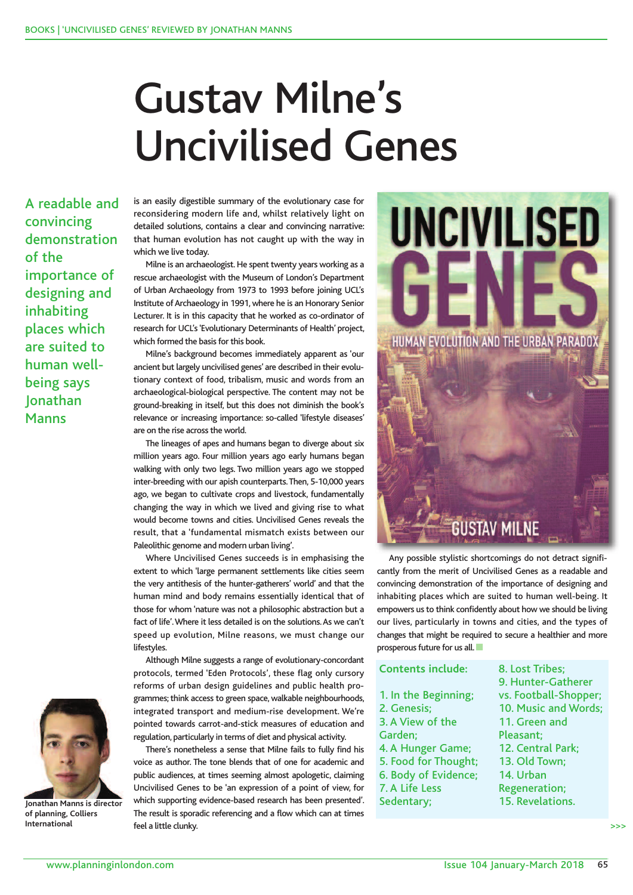# Gustav Milne's Uncivilised Genes

**A readable and convincing demonstration of the importance of designing and inhabiting places which are suited to human well-being says Jonathan Manns**

is an easily digestible summary of the evolutionary case for reconsidering modern life and, whilst relatively light on detailed solutions, contains a clear and convincing narrative: that human evolution has not caught up with the way in which we live today.

Milne is an archaeologist. He spent twenty years working as a rescue archaeologist with the Museum of London's Department of Urban Archaeology from 1973 to 1993 before joining UCL's Institute of Archaeology in 1991, where he is an Honorary Senior Lecturer. It is in this capacity that he worked as co-ordinator of research for UCL's 'Evolutionary Determinants of Health' project, which formed the basis for this book.

Milne's background becomes immediately apparent as 'our ancient but largely uncivilised genes' are described in their evolutionary context of food, tribalism, music and words from an archaeological-biological perspective. The content may not be ground-breaking in itself, but this does not diminish the book's relevance or increasing importance: so-called 'lifestyle diseases' are on the rise across the world.

The lineages of apes and humans began to diverge about six million years ago. Four million years ago early humans began walking with only two legs. Two million years ago we stopped inter-breeding with our apish counterparts. Then, 5-10,000 years ago, we began to cultivate crops and livestock, fundamentally changing the way in which we lived and giving rise to what would become towns and cities. Uncivilised Genes reveals the result, that a 'fundamental mismatch exists between our Paleolithic genome and modern urban living'.

Where Uncivilised Genes succeeds is in emphasising the extent to which 'large permanent settlements like cities seem the very antithesis of the hunter-gatherers' world' and that the human mind and body remains essentially identical that of those for whom 'nature was not a philosophic abstraction but a fact of life'. Where it less detailed is on the solutions. As we can't speed up evolution, Milne reasons, we must change our lifestyles.

Although Milne suggests a range of evolutionary-concordant protocols, termed 'Eden Protocols', these flag only cursory reforms of urban design guidelines and public health programmes; think access to green space, walkable neighbourhoods, integrated transport and medium-rise development. We're pointed towards carrot-and-stick measures of education and regulation, particularly in terms of diet and physical activity.

There's nonetheless a sense that Milne fails to fully find his voice as author. The tone blends that of one for academic and public audiences, at times seeming almost apologetic, claiming Uncivilised Genes to be 'an expression of a point of view, for which supporting evidence-based research has been presented'. The result is sporadic referencing and a flow which can at times feel a little clunky.

Any possible stylistic shortcomings do not detract significantly from the merit of Uncivilised Genes as a readable and convincing demonstration of the importance of designing and inhabiting places which are suited to human well-being. It empowers us to think confidently about how we should be living our lives, particularly in towns and cities, and the types of changes that might be required to secure a healthier and more prosperous future for us all.

Jonathan Manns is director of planning, Colliers International

**Contents include:**

1. In the Beginning;
2. Genesis;
3. A View of the Garden;
4. A Hunger Game;
5. Food for Thought;
6. Body of Evidence;
7. A Life Less Sedentary;
8. Lost Tribes;
9. Hunter-Gatherer vs. Football-Shopper;
10. Music and Words;
11. Green and Pleasant;
12. Central Park;
13. Old Town;
14. Urban Regeneration;
15. Revelations.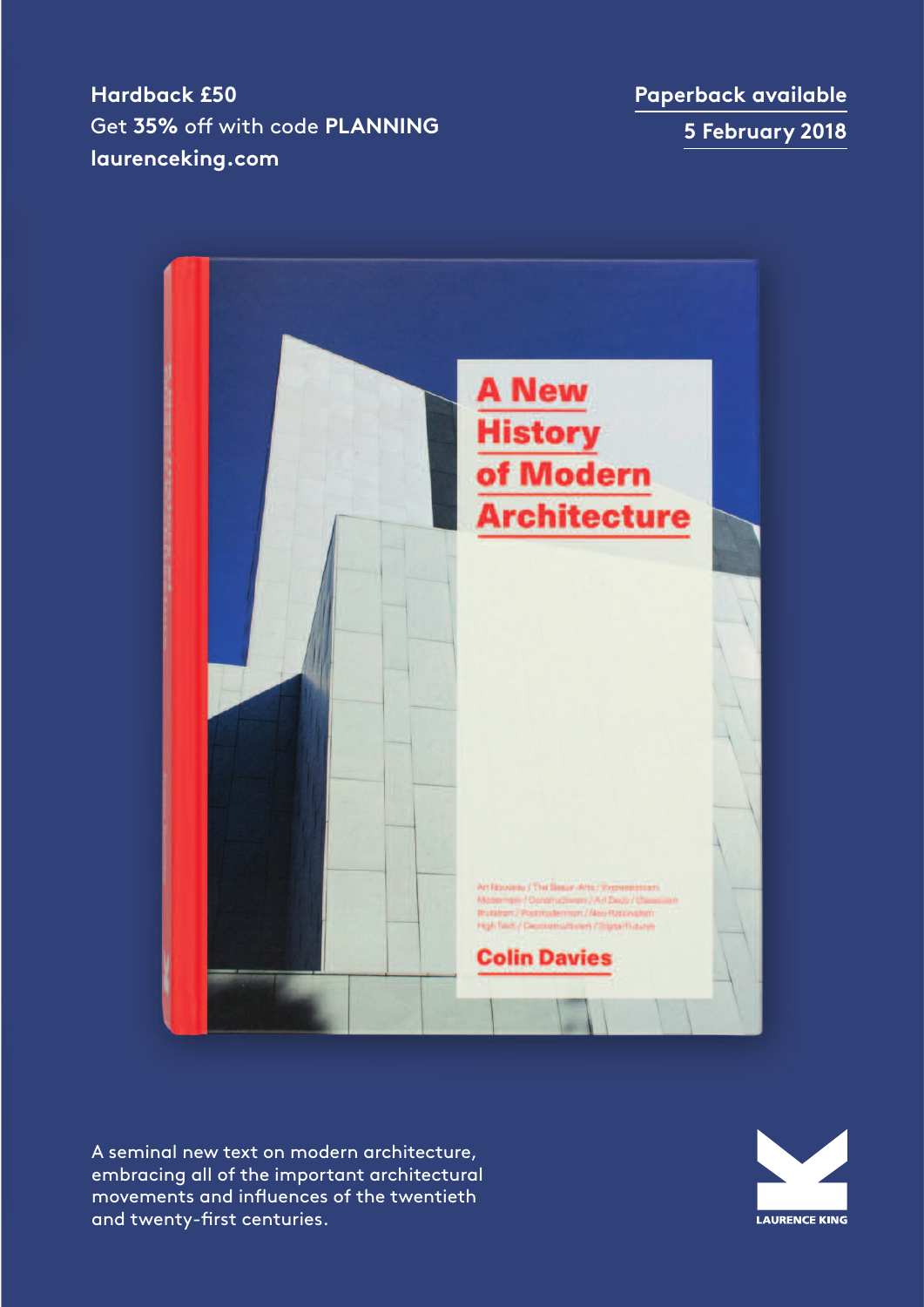**Hardback £50**
Get **35%** off with code **PLANNING**
**laurenceking.com**

**Paperback available**
**5 February 2018**

A New History of Modern Architecture

Colin Davies

A seminal new text on modern architecture, embracing all of the important architectural movements and influences of the twentieth and twenty-first centuries.

LAURENCE KING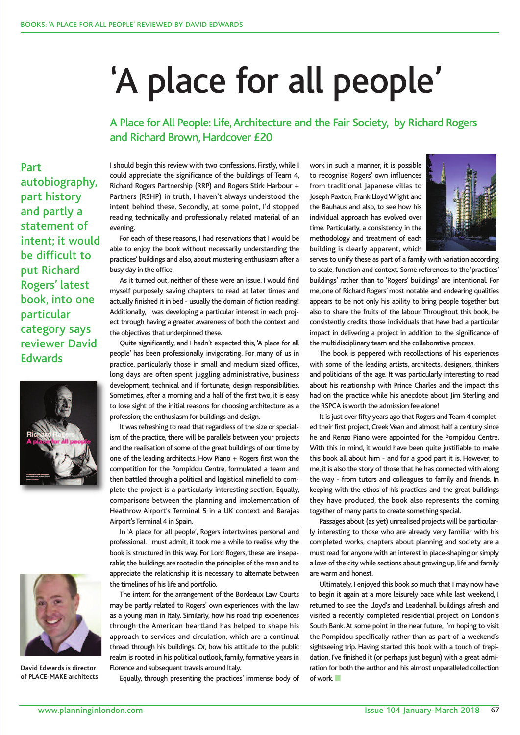# 'A place for all people'

## A Place for All People: Life, Architecture and the Fair Society, by Richard Rogers and Richard Brown, Hardcover £20

**Part autobiography, part history and partly a statement of intent; it would be difficult to put Richard Rogers' latest book, into one particular category says reviewer David Edwards**

David Edwards is director of PLACE-MAKE architects

I should begin this review with two confessions. Firstly, while I could appreciate the significance of the buildings of Team 4, Richard Rogers Partnership (RRP) and Rogers Stirk Harbour + Partners (RSHP) in truth, I haven't always understood the intent behind these. Secondly, at some point, I'd stopped reading technically and professionally related material of an evening.

For each of these reasons, I had reservations that I would be able to enjoy the book without necessarily understanding the practices' buildings and also, about mustering enthusiasm after a busy day in the office.

As it turned out, neither of these were an issue. I would find myself purposely saving chapters to read at later times and actually finished it in bed - usually the domain of fiction reading! Additionally, I was developing a particular interest in each project through having a greater awareness of both the context and the objectives that underpinned these.

Quite significantly, and I hadn't expected this, 'A place for all people' has been professionally invigorating. For many of us in practice, particularly those in small and medium sized offices, long days are often spent juggling administrative, business development, technical and if fortunate, design responsibilities. Sometimes, after a morning and a half of the first two, it is easy to lose sight of the initial reasons for choosing architecture as a profession; the enthusiasm for buildings and design.

It was refreshing to read that regardless of the size or specialism of the practice, there will be parallels between your projects and the realisation of some of the great buildings of our time by one of the leading architects. How Piano + Rogers first won the competition for the Pompidou Centre, formulated a team and then battled through a political and logistical minefield to complete the project is a particularly interesting section. Equally, comparisons between the planning and implementation of Heathrow Airport's Terminal 5 in a UK context and Barajas Airport's Terminal 4 in Spain.

In 'A place for all people', Rogers intertwines personal and professional. I must admit, it took me a while to realise why the book is structured in this way. For Lord Rogers, these are inseparable; the buildings are rooted in the principles of the man and to appreciate the relationship it is necessary to alternate between the timelines of his life and portfolio.

The intent for the arrangement of the Bordeaux Law Courts may be partly related to Rogers' own experiences with the law as a young man in Italy. Similarly, how his road trip experiences through the American heartland has helped to shape his approach to services and circulation, which are a continual thread through his buildings. Or, how his attitude to the public realm is rooted in his political outlook, family, formative years in Florence and subsequent travels around Italy.

Equally, through presenting the practices' immense body of work in such a manner, it is possible to recognise Rogers' own influences from traditional Japanese villas to Joseph Paxton, Frank Lloyd Wright and the Bauhaus and also, to see how his individual approach has evolved over time. Particularly, a consistency in the methodology and treatment of each building is clearly apparent, which serves to unify these as part of a family with variation according to scale, function and context. Some references to the 'practices' buildings' rather than to 'Rogers' buildings' are intentional. For me, one of Richard Rogers' most notable and endearing qualities appears to be not only his ability to bring people together but also to share the fruits of the labour. Throughout this book, he consistently credits those individuals that have had a particular impact in delivering a project in addition to the significance of the multidisciplinary team and the collaborative process.

The book is peppered with recollections of his experiences with some of the leading artists, architects, designers, thinkers and politicians of the age. It was particularly interesting to read about his relationship with Prince Charles and the impact this had on the practice while his anecdote about Jim Sterling and the RSPCA is worth the admission fee alone!

It is just over fifty years ago that Rogers and Team 4 completed their first project, Creek Vean and almost half a century since he and Renzo Piano were appointed for the Pompidou Centre. With this in mind, it would have been quite justifiable to make this book all about him - and for a good part it is. However, to me, it is also the story of those that he has connected with along the way - from tutors and colleagues to family and friends. In keeping with the ethos of his practices and the great buildings they have produced, the book also represents the coming together of many parts to create something special.

Passages about (as yet) unrealised projects will be particularly interesting to those who are already very familiar with his completed works, chapters about planning and society are a must read for anyone with an interest in place-shaping or simply a love of the city while sections about growing up, life and family are warm and honest.

Ultimately, I enjoyed this book so much that I may now have to begin it again at a more leisurely pace while last weekend, I returned to see the Lloyd's and Leadenhall buildings afresh and visited a recently completed residential project on London's South Bank. At some point in the near future, I'm hoping to visit the Pompidou specifically rather than as part of a weekend's sightseeing trip. Having started this book with a touch of trepidation, I've finished it (or perhaps just begun) with a great admiration for both the author and his almost unparalleled collection of work.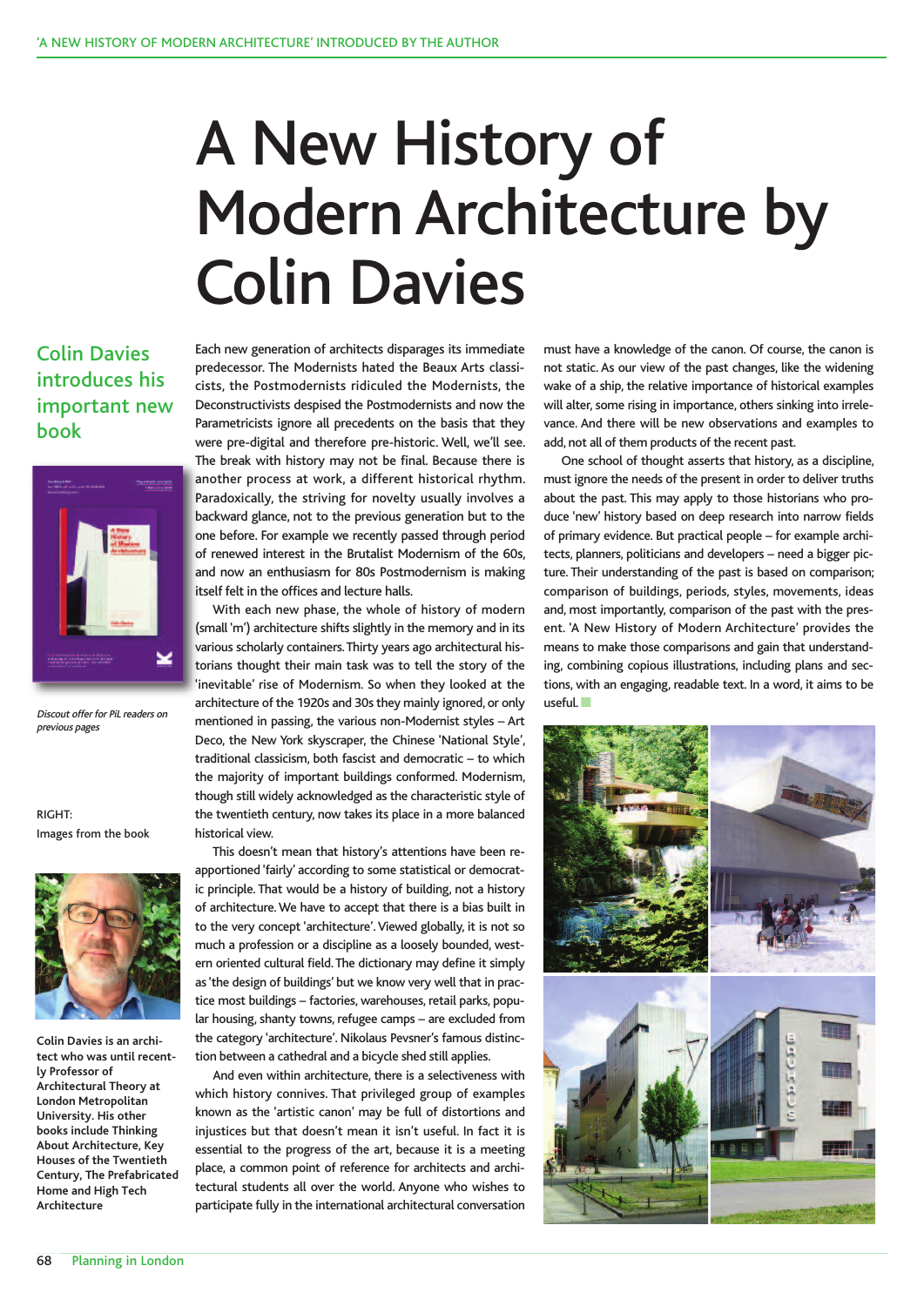# A New History of Modern Architecture by Colin Davies

## Colin Davies introduces his important new book

*Discout offer for PiL readers on previous pages*

RIGHT:
Images from the book

**Colin Davies is an architect who was until recently Professor of Architectural Theory at London Metropolitan University. His other books include Thinking About Architecture, Key Houses of the Twentieth Century, The Prefabricated Home and High Tech Architecture**

Each new generation of architects disparages its immediate predecessor. The Modernists hated the Beaux Arts classicists, the Postmodernists ridiculed the Modernists, the Deconstructivists despised the Postmodernists and now the Parametricists ignore all precedents on the basis that they were pre-digital and therefore pre-historic. Well, we'll see. The break with history may not be final. Because there is another process at work, a different historical rhythm. Paradoxically, the striving for novelty usually involves a backward glance, not to the previous generation but to the one before. For example we recently passed through period of renewed interest in the Brutalist Modernism of the 60s, and now an enthusiasm for 80s Postmodernism is making itself felt in the offices and lecture halls.

With each new phase, the whole of history of modern (small 'm') architecture shifts slightly in the memory and in its various scholarly containers. Thirty years ago architectural historians thought their main task was to tell the story of the 'inevitable' rise of Modernism. So when they looked at the architecture of the 1920s and 30s they mainly ignored, or only mentioned in passing, the various non-Modernist styles – Art Deco, the New York skyscraper, the Chinese 'National Style', traditional classicism, both fascist and democratic – to which the majority of important buildings conformed. Modernism, though still widely acknowledged as the characteristic style of the twentieth century, now takes its place in a more balanced historical view.

This doesn't mean that history's attentions have been reapportioned 'fairly' according to some statistical or democratic principle. That would be a history of building, not a history of architecture. We have to accept that there is a bias built in to the very concept 'architecture'. Viewed globally, it is not so much a profession or a discipline as a loosely bounded, western oriented cultural field. The dictionary may define it simply as 'the design of buildings' but we know very well that in practice most buildings – factories, warehouses, retail parks, popular housing, shanty towns, refugee camps – are excluded from the category 'architecture'. Nikolaus Pevsner's famous distinction between a cathedral and a bicycle shed still applies.

And even within architecture, there is a selectiveness with which history connives. That privileged group of examples known as the 'artistic canon' may be full of distortions and injustices but that doesn't mean it isn't useful. In fact it is essential to the progress of the art, because it is a meeting place, a common point of reference for architects and architectural students all over the world. Anyone who wishes to participate fully in the international architectural conversation must have a knowledge of the canon. Of course, the canon is not static. As our view of the past changes, like the widening wake of a ship, the relative importance of historical examples will alter, some rising in importance, others sinking into irrelevance. And there will be new observations and examples to add, not all of them products of the recent past.

One school of thought asserts that history, as a discipline, must ignore the needs of the present in order to deliver truths about the past. This may apply to those historians who produce 'new' history based on deep research into narrow fields of primary evidence. But practical people – for example architects, planners, politicians and developers – need a bigger picture. Their understanding of the past is based on comparison; comparison of buildings, periods, styles, movements, ideas and, most importantly, comparison of the past with the present. 'A New History of Modern Architecture' provides the means to make those comparisons and gain that understanding, combining copious illustrations, including plans and sections, with an engaging, readable text. In a word, it aims to be useful.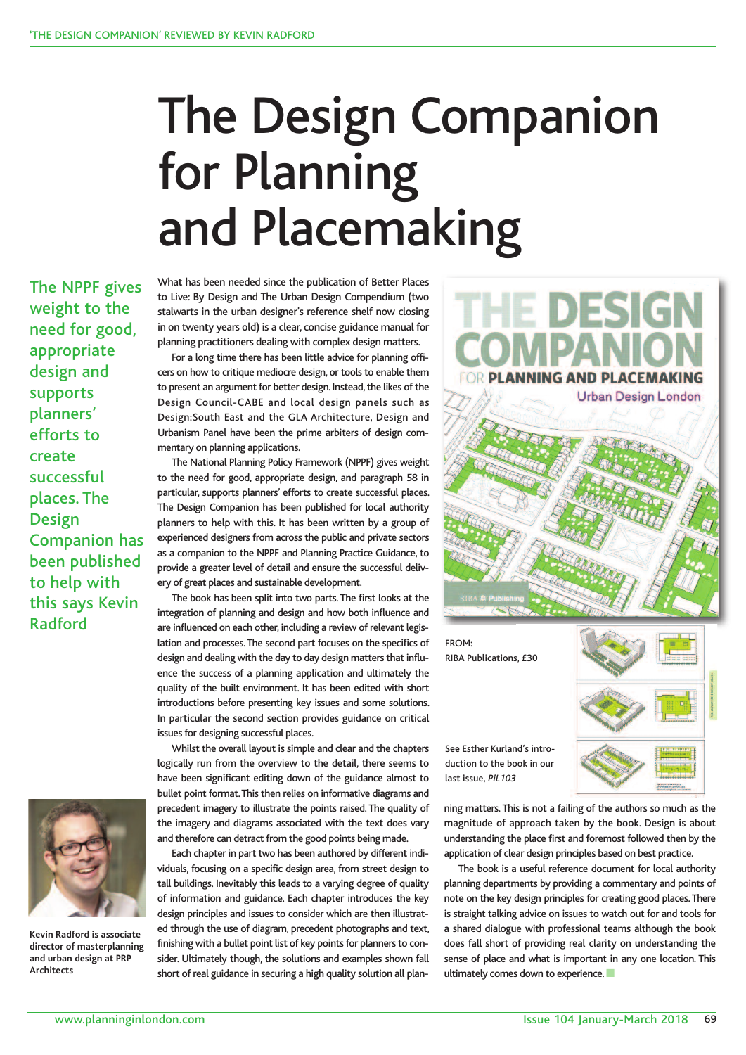# The Design Companion for Planning and Placemaking

**The NPPF gives weight to the need for good, appropriate design and supports planners' efforts to create successful places. The Design Companion has been published to help with this says Kevin Radford**

What has been needed since the publication of Better Places to Live: By Design and The Urban Design Compendium (two stalwarts in the urban designer's reference shelf now closing in on twenty years old) is a clear, concise guidance manual for planning practitioners dealing with complex design matters.

For a long time there has been little advice for planning officers on how to critique mediocre design, or tools to enable them to present an argument for better design. Instead, the likes of the Design Council-CABE and local design panels such as Design:South East and the GLA Architecture, Design and Urbanism Panel have been the prime arbiters of design commentary on planning applications.

The National Planning Policy Framework (NPPF) gives weight to the need for good, appropriate design, and paragraph 58 in particular, supports planners' efforts to create successful places. The Design Companion has been published for local authority planners to help with this. It has been written by a group of experienced designers from across the public and private sectors as a companion to the NPPF and Planning Practice Guidance, to provide a greater level of detail and ensure the successful delivery of great places and sustainable development.

The book has been split into two parts. The first looks at the integration of planning and design and how both influence and are influenced on each other, including a review of relevant legislation and processes. The second part focuses on the specifics of design and dealing with the day to day design matters that influence the success of a planning application and ultimately the quality of the built environment. It has been edited with short introductions before presenting key issues and some solutions. In particular the second section provides guidance on critical issues for designing successful places.

Whilst the overall layout is simple and clear and the chapters logically run from the overview to the detail, there seems to have been significant editing down of the guidance almost to bullet point format. This then relies on informative diagrams and precedent imagery to illustrate the points raised. The quality of the imagery and diagrams associated with the text does vary and therefore can detract from the good points being made.

Each chapter in part two has been authored by different individuals, focusing on a specific design area, from street design to tall buildings. Inevitably this leads to a varying degree of quality of information and guidance. Each chapter introduces the key design principles and issues to consider which are then illustrated through the use of diagram, precedent photographs and text, finishing with a bullet point list of key points for planners to consider. Ultimately though, the solutions and examples shown fall short of real guidance in securing a high quality solution all planning matters. This is not a failing of the authors so much as the magnitude of approach taken by the book. Design is about understanding the place first and foremost followed then by the application of clear design principles based on best practice.

The book is a useful reference document for local authority planning departments by providing a commentary and points of note on the key design principles for creating good places. There is straight talking advice on issues to watch out for and tools for a shared dialogue with professional teams although the book does fall short of providing real clarity on understanding the sense of place and what is important in any one location. This ultimately comes down to experience.

FROM:
RIBA Publications, £30

See Esther Kurland's introduction to the book in our last issue, *PiL 103*

**Kevin Radford is associate director of masterplanning and urban design at PRP Architects**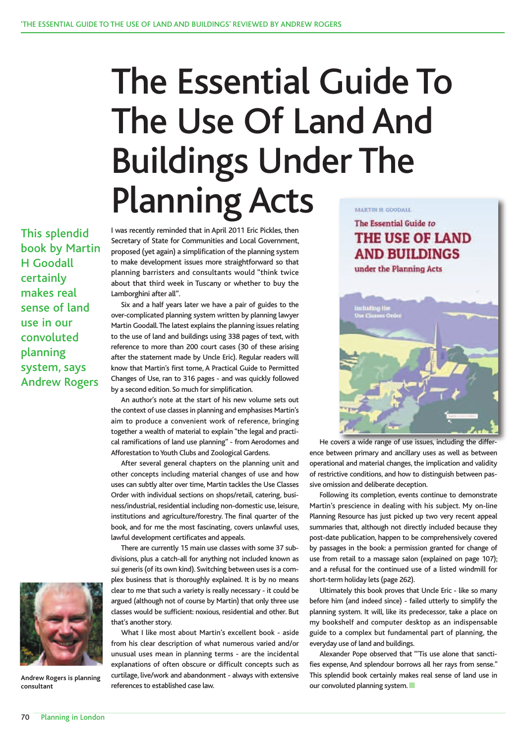# The Essential Guide To The Use Of Land And Buildings Under The Planning Acts

This splendid book by Martin H Goodall certainly makes real sense of land use in our convoluted planning system, says Andrew Rogers

I was recently reminded that in April 2011 Eric Pickles, then Secretary of State for Communities and Local Government, proposed (yet again) a simplification of the planning system to make development issues more straightforward so that planning barristers and consultants would "think twice about that third week in Tuscany or whether to buy the Lamborghini after all".

Six and a half years later we have a pair of guides to the over-complicated planning system written by planning lawyer Martin Goodall. The latest explains the planning issues relating to the use of land and buildings using 338 pages of text, with reference to more than 200 court cases (30 of these arising after the statement made by Uncle Eric). Regular readers will know that Martin's first tome, A Practical Guide to Permitted Changes of Use, ran to 316 pages - and was quickly followed by a second edition. So much for simplification.

An author's note at the start of his new volume sets out the context of use classes in planning and emphasises Martin's aim to produce a convenient work of reference, bringing together a wealth of material to explain "the legal and practical ramifications of land use planning" - from Aerodomes and Afforestation to Youth Clubs and Zoological Gardens.

After several general chapters on the planning unit and other concepts including material changes of use and how uses can subtly alter over time, Martin tackles the Use Classes Order with individual sections on shops/retail, catering, business/industrial, residential including non-domestic use, leisure, institutions and agriculture/forestry. The final quarter of the book, and for me the most fascinating, covers unlawful uses, lawful development certificates and appeals.

There are currently 15 main use classes with some 37 subdivisions, plus a catch-all for anything not included known as sui generis (of its own kind). Switching between uses is a complex business that is thoroughly explained. It is by no means clear to me that such a variety is really necessary - it could be argued (although not of course by Martin) that only three use classes would be sufficient: noxious, residential and other. But that's another story.

What I like most about Martin's excellent book - aside from his clear description of what numerous varied and/or unusual uses mean in planning terms - are the incidental explanations of often obscure or difficult concepts such as curtilage, live/work and abandonment - always with extensive references to established case law.

He covers a wide range of use issues, including the difference between primary and ancillary uses as well as between operational and material changes, the implication and validity of restrictive conditions, and how to distinguish between passive omission and deliberate deception.

Following its completion, events continue to demonstrate Martin's prescience in dealing with his subject. My on-line Planning Resource has just picked up two very recent appeal summaries that, although not directly included because they post-date publication, happen to be comprehensively covered by passages in the book: a permission granted for change of use from retail to a massage salon (explained on page 107); and a refusal for the continued use of a listed windmill for short-term holiday lets (page 262).

Ultimately this book proves that Uncle Eric - like so many before him (and indeed since) - failed utterly to simplify the planning system. It will, like its predecessor, take a place on my bookshelf and computer desktop as an indispensable guide to a complex but fundamental part of planning, the everyday use of land and buildings.

Alexander Pope observed that "'Tis use alone that sanctifies expense, And splendour borrows all her rays from sense." This splendid book certainly makes real sense of land use in our convoluted planning system.

Andrew Rogers is planning consultant